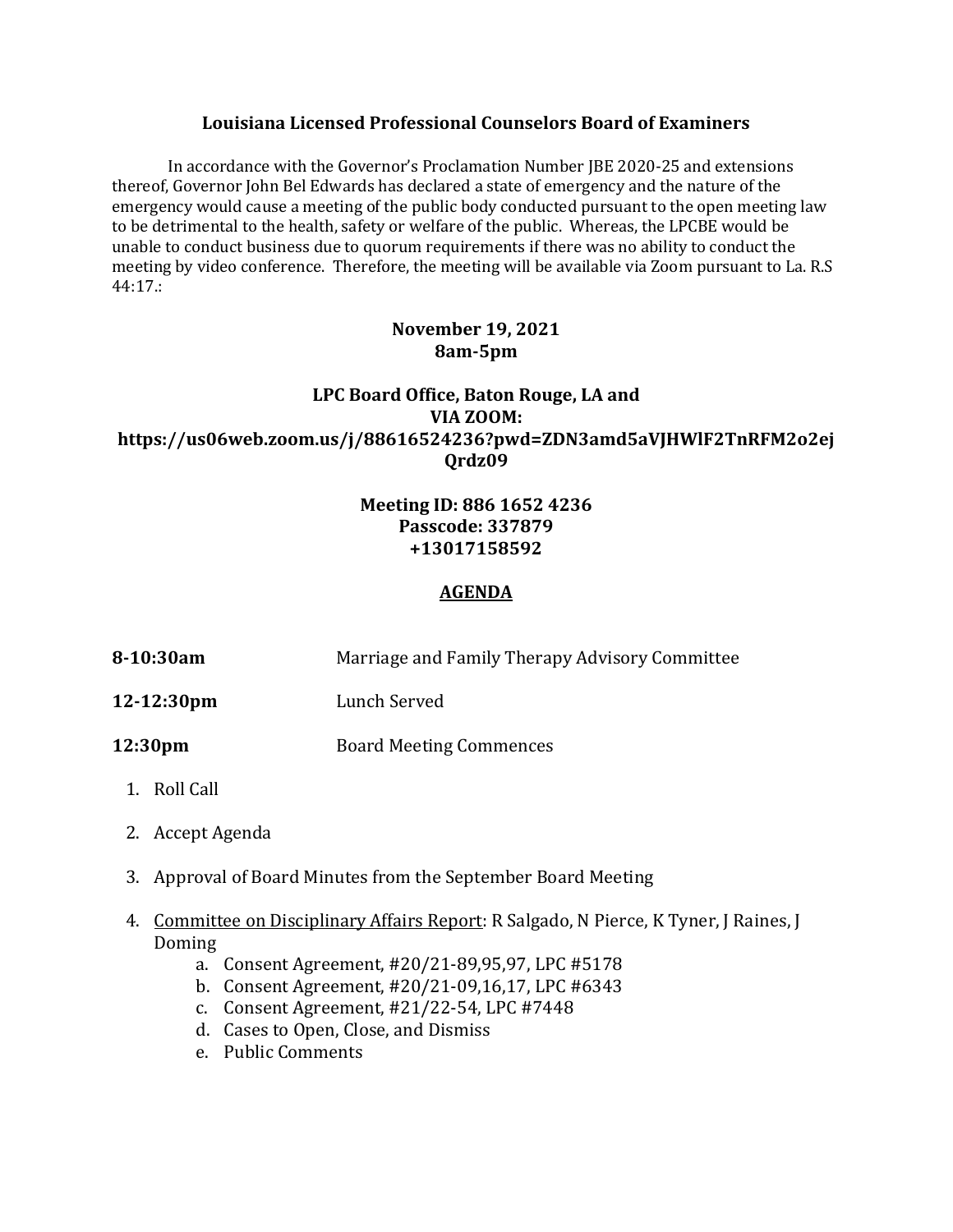# Louisiana Licensed Professional Counselors Board of Examiners

In accordance with the Governor's Proclamation Number JBE 2020-25 and extensions thereof, Governor John Bel Edwards has declared a state of emergency and the nature of the emergency would cause a meeting of the public body conducted pursuant to the open meeting law to be detrimental to the health, safety or welfare of the public. Whereas, the LPCBE would be unable to conduct business due to quorum requirements if there was no ability to conduct the meeting by video conference. Therefore, the meeting will be available via Zoom pursuant to La. R.S 44:17.:

**November 19, 2021**
**8am-5pm**

**LPC Board Office, Baton Rouge, LA and**
**VIA ZOOM:**
**https://us06web.zoom.us/j/88616524236?pwd=ZDN3amd5aVJHWlF2TnRFM2o2ejQrdz09**

**Meeting ID: 886 1652 4236**
**Passcode: 337879**
**+13017158592**

## AGENDA

**8-10:30am** Marriage and Family Therapy Advisory Committee

**12-12:30pm** Lunch Served

**12:30pm** Board Meeting Commences

1. Roll Call
2. Accept Agenda
3. Approval of Board Minutes from the September Board Meeting
4. Committee on Disciplinary Affairs Report: R Salgado, N Pierce, K Tyner, J Raines, J Doming
   a. Consent Agreement, #20/21-89,95,97, LPC #5178
   b. Consent Agreement, #20/21-09,16,17, LPC #6343
   c. Consent Agreement, #21/22-54, LPC #7448
   d. Cases to Open, Close, and Dismiss
   e. Public Comments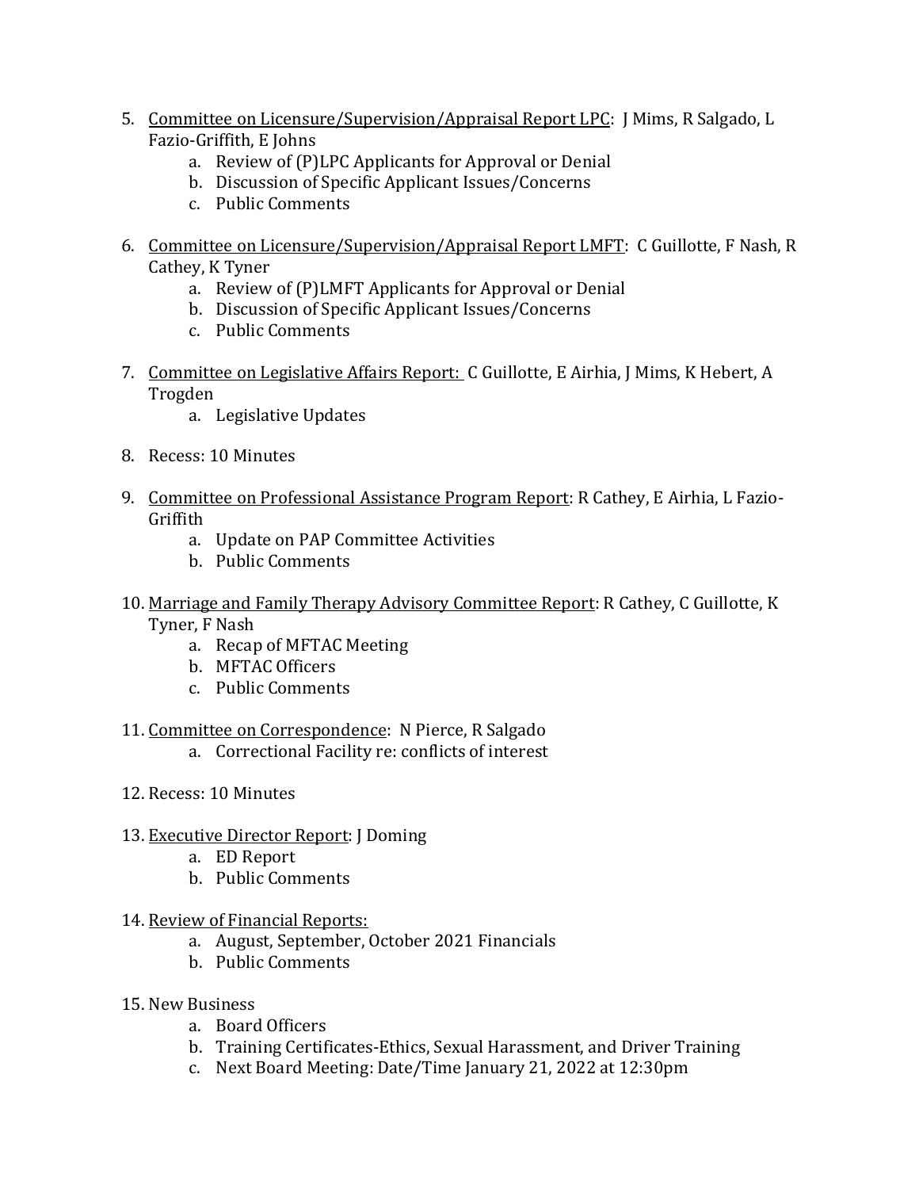5. <u>Committee on Licensure/Supervision/Appraisal Report LPC</u>: J Mims, R Salgado, L Fazio-Griffith, E Johns
    a. Review of (P)LPC Applicants for Approval or Denial
    b. Discussion of Specific Applicant Issues/Concerns
    c. Public Comments

6. <u>Committee on Licensure/Supervision/Appraisal Report LMFT</u>: C Guillotte, F Nash, R Cathey, K Tyner
    a. Review of (P)LMFT Applicants for Approval or Denial
    b. Discussion of Specific Applicant Issues/Concerns
    c. Public Comments

7. <u>Committee on Legislative Affairs Report:</u> C Guillotte, E Airhia, J Mims, K Hebert, A Trogden
    a. Legislative Updates

8. Recess: 10 Minutes

9. <u>Committee on Professional Assistance Program Report</u>: R Cathey, E Airhia, L Fazio-Griffith
    a. Update on PAP Committee Activities
    b. Public Comments

10. <u>Marriage and Family Therapy Advisory Committee Report</u>: R Cathey, C Guillotte, K Tyner, F Nash
    a. Recap of MFTAC Meeting
    b. MFTAC Officers
    c. Public Comments

11. <u>Committee on Correspondence</u>: N Pierce, R Salgado
    a. Correctional Facility re: conflicts of interest

12. Recess: 10 Minutes

13. <u>Executive Director Report</u>: J Doming
    a. ED Report
    b. Public Comments

14. <u>Review of Financial Reports:</u>
    a. August, September, October 2021 Financials
    b. Public Comments

15. New Business
    a. Board Officers
    b. Training Certificates-Ethics, Sexual Harassment, and Driver Training
    c. Next Board Meeting: Date/Time January 21, 2022 at 12:30pm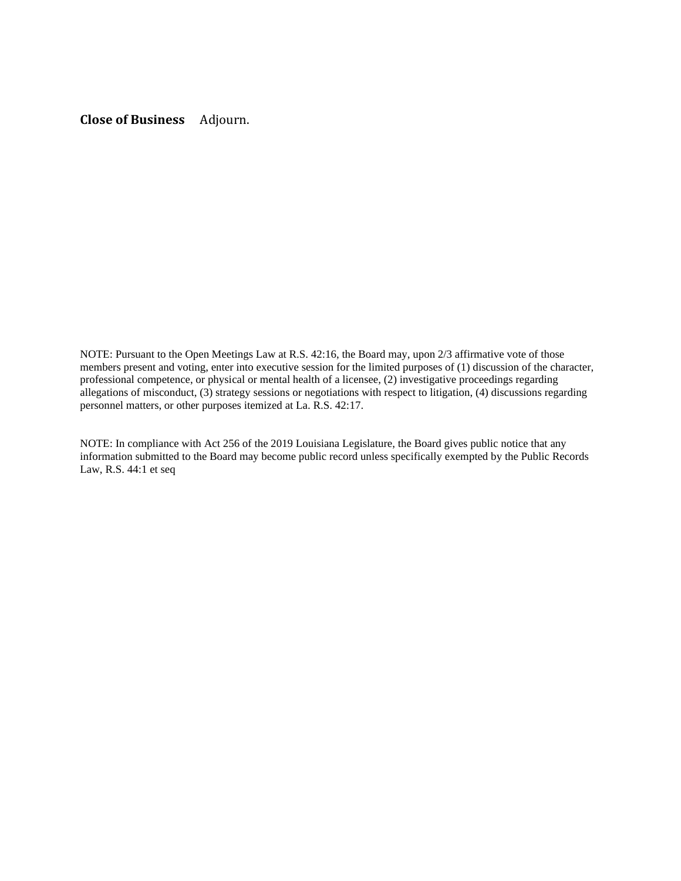**Close of Business** Adjourn.

NOTE: Pursuant to the Open Meetings Law at R.S. 42:16, the Board may, upon 2/3 affirmative vote of those members present and voting, enter into executive session for the limited purposes of (1) discussion of the character, professional competence, or physical or mental health of a licensee, (2) investigative proceedings regarding allegations of misconduct, (3) strategy sessions or negotiations with respect to litigation, (4) discussions regarding personnel matters, or other purposes itemized at La. R.S. 42:17.

NOTE: In compliance with Act 256 of the 2019 Louisiana Legislature, the Board gives public notice that any information submitted to the Board may become public record unless specifically exempted by the Public Records Law, R.S. 44:1 et seq